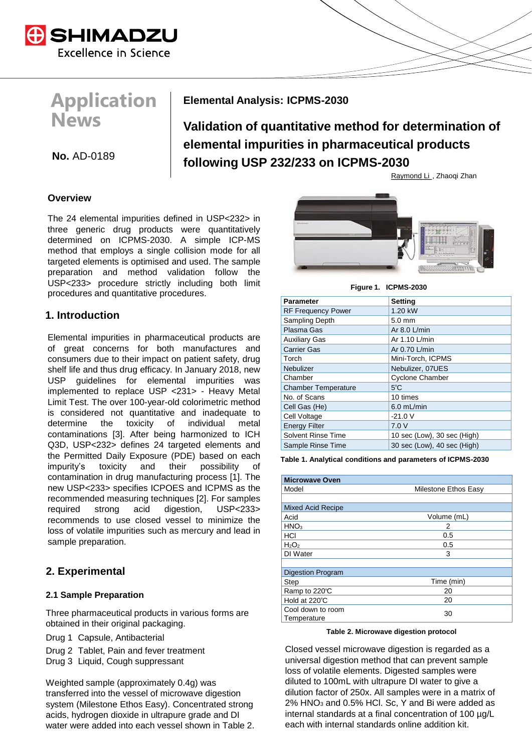SHIMADZU
Excellence in Science

# Application News

**No.** AD-0189

**Elemental Analysis: ICPMS-2030**

## Validation of quantitative method for determination of elemental impurities in pharmaceutical products following USP 232/233 on ICPMS-2030

Raymond Li , Zhaoqi Zhan

### Overview

The 24 elemental impurities defined in USP<232> in three generic drug products were quantitatively determined on ICPMS-2030. A simple ICP-MS method that employs a single collision mode for all targeted elements is optimised and used. The sample preparation and method validation follow the USP<233> procedure strictly including both limit procedures and quantitative procedures.

## 1. Introduction

Elemental impurities in pharmaceutical products are of great concerns for both manufactures and consumers due to their impact on patient safety, drug shelf life and thus drug efficacy. In January 2018, new USP guidelines for elemental impurities was implemented to replace USP <231> - Heavy Metal Limit Test. The over 100-year-old colorimetric method is considered not quantitative and inadequate to determine the toxicity of individual metal contaminations [3]. After being harmonized to ICH Q3D, USP<232> defines 24 targeted elements and the Permitted Daily Exposure (PDE) based on each impurity's toxicity and their possibility of contamination in drug manufacturing process [1]. The new USP<233> specifies ICPOES and ICPMS as the recommended measuring techniques [2]. For samples required strong acid digestion, USP<233> recommends to use closed vessel to minimize the loss of volatile impurities such as mercury and lead in sample preparation.

## 2. Experimental

### 2.1 Sample Preparation

Three pharmaceutical products in various forms are obtained in their original packaging.

Drug 1 Capsule, Antibacterial

Drug 2 Tablet, Pain and fever treatment

Drug 3 Liquid, Cough suppressant

Weighted sample (approximately 0.4g) was transferred into the vessel of microwave digestion system (Milestone Ethos Easy). Concentrated strong acids, hydrogen dioxide in ultrapure grade and DI water were added into each vessel shown in Table 2.

**Figure 1. ICPMS-2030**

| Parameter | Setting |
|---|---|
| RF Frequency Power | 1.20 kW |
| Sampling Depth | 5.0 mm |
| Plasma Gas | Ar 8.0 L/min |
| Auxiliary Gas | Ar 1.10 L/min |
| Carrier Gas | Ar 0.70 L/min |
| Torch | Mini-Torch, ICPMS |
| Nebulizer | Nebulizer, 07UES |
| Chamber | Cyclone Chamber |
| Chamber Temperature | 5°C |
| No. of Scans | 10 times |
| Cell Gas (He) | 6.0 mL/min |
| Cell Voltage | -21.0 V |
| Energy Filter | 7.0 V |
| Solvent Rinse Time | 10 sec (Low), 30 sec (High) |
| Sample Rinse Time | 30 sec (Low), 40 sec (High) |

**Table 1. Analytical conditions and parameters of ICPMS-2030**

| Microwave Oven | |
|---|---|
| Model | Milestone Ethos Easy |
| | |
| Mixed Acid Recipe | |
| Acid | Volume (mL) |
| $HNO_3$ | 2 |
| HCl | 0.5 |
| $H_2O_2$ | 0.5 |
| DI Water | 3 |
| | |
| Digestion Program | |
| Step | Time (min) |
| Ramp to 220°C | 20 |
| Hold at 220°C | 20 |
| Cool down to room Temperature | 30 |

**Table 2. Microwave digestion protocol**

Closed vessel microwave digestion is regarded as a universal digestion method that can prevent sample loss of volatile elements. Digested samples were diluted to 100mL with ultrapure DI water to give a dilution factor of 250x. All samples were in a matrix of 2% $HNO_3$ and 0.5% HCl. Sc, Y and Bi were added as internal standards at a final concentration of 100 µg/L each with internal standards online addition kit.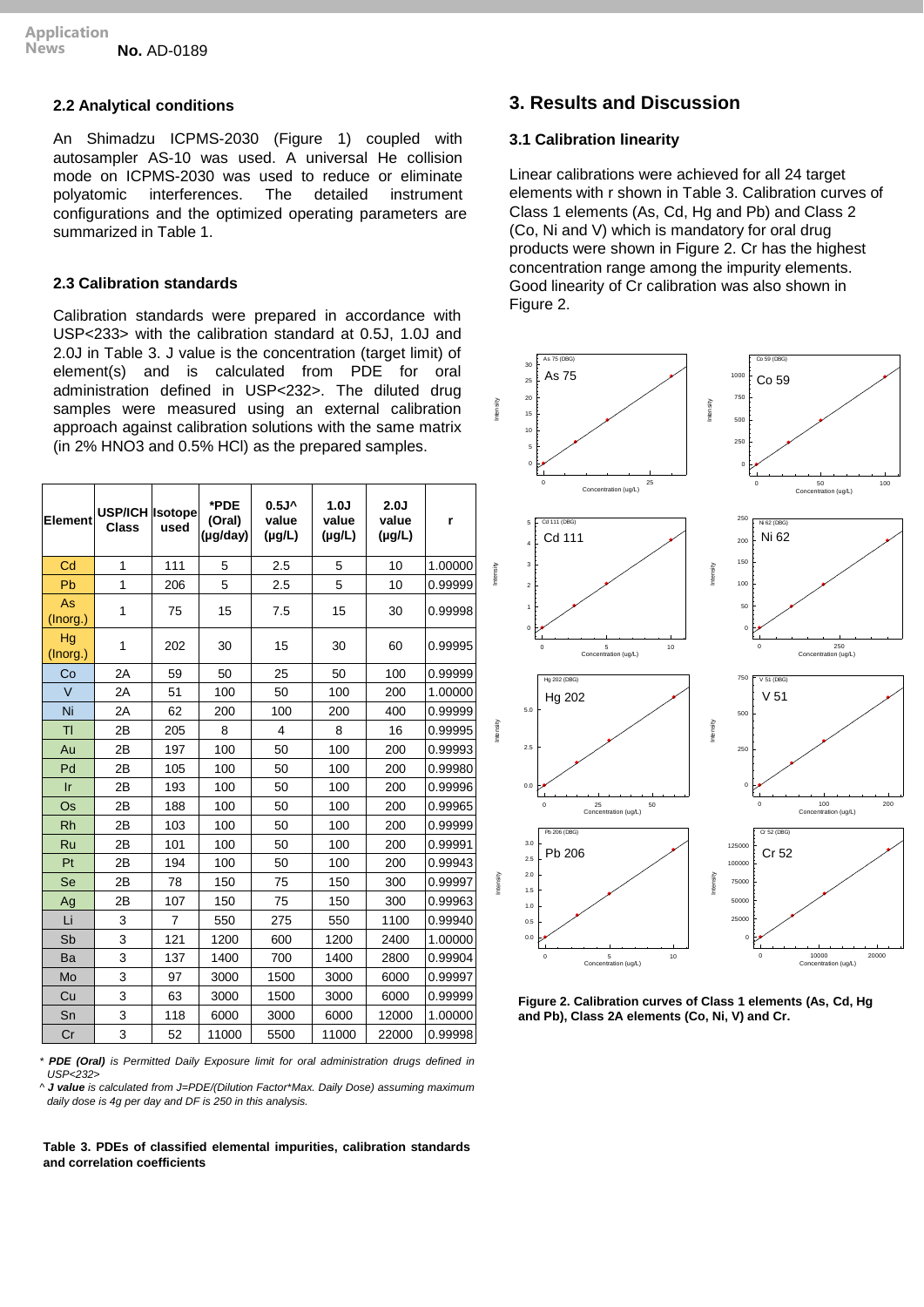### 2.2 Analytical conditions

An Shimadzu ICPMS-2030 (Figure 1) coupled with autosampler AS-10 was used. A universal He collision mode on ICPMS-2030 was used to reduce or eliminate polyatomic interferences. The detailed instrument configurations and the optimized operating parameters are summarized in Table 1.

### 2.3 Calibration standards

Calibration standards were prepared in accordance with USP<233> with the calibration standard at 0.5J, 1.0J and 2.0J in Table 3. J value is the concentration (target limit) of element(s) and is calculated from PDE for oral administration defined in USP<232>. The diluted drug samples were measured using an external calibration approach against calibration solutions with the same matrix (in 2% HNO3 and 0.5% HCl) as the prepared samples.

| Element | USP/ICH Class | Isotope used | *PDE (Oral) (µg/day) | 0.5J^ value (µg/L) | 1.0J value (µg/L) | 2.0J value (µg/L) | r |
|---|---|---|---|---|---|---|---|
| Cd | 1 | 111 | 5 | 2.5 | 5 | 10 | 1.00000 |
| Pb | 1 | 206 | 5 | 2.5 | 5 | 10 | 0.99999 |
| As (Inorg.) | 1 | 75 | 15 | 7.5 | 15 | 30 | 0.99998 |
| Hg (Inorg.) | 1 | 202 | 30 | 15 | 30 | 60 | 0.99995 |
| Co | 2A | 59 | 50 | 25 | 50 | 100 | 0.99999 |
| V | 2A | 51 | 100 | 50 | 100 | 200 | 1.00000 |
| Ni | 2A | 62 | 200 | 100 | 200 | 400 | 0.99999 |
| Tl | 2B | 205 | 8 | 4 | 8 | 16 | 0.99995 |
| Au | 2B | 197 | 100 | 50 | 100 | 200 | 0.99993 |
| Pd | 2B | 105 | 100 | 50 | 100 | 200 | 0.99980 |
| Ir | 2B | 193 | 100 | 50 | 100 | 200 | 0.99996 |
| Os | 2B | 188 | 100 | 50 | 100 | 200 | 0.99965 |
| Rh | 2B | 103 | 100 | 50 | 100 | 200 | 0.99999 |
| Ru | 2B | 101 | 100 | 50 | 100 | 200 | 0.99991 |
| Pt | 2B | 194 | 100 | 50 | 100 | 200 | 0.99943 |
| Se | 2B | 78 | 150 | 75 | 150 | 300 | 0.99997 |
| Ag | 2B | 107 | 150 | 75 | 150 | 300 | 0.99963 |
| Li | 3 | 7 | 550 | 275 | 550 | 1100 | 0.99940 |
| Sb | 3 | 121 | 1200 | 600 | 1200 | 2400 | 1.00000 |
| Ba | 3 | 137 | 1400 | 700 | 1400 | 2800 | 0.99904 |
| Mo | 3 | 97 | 3000 | 1500 | 3000 | 6000 | 0.99997 |
| Cu | 3 | 63 | 3000 | 1500 | 3000 | 6000 | 0.99999 |
| Sn | 3 | 118 | 6000 | 3000 | 6000 | 12000 | 1.00000 |
| Cr | 3 | 52 | 11000 | 5500 | 11000 | 22000 | 0.99998 |

\* ***PDE (Oral)*** *is Permitted Daily Exposure limit for oral administration drugs defined in USP<232>*

^ ***J value*** *is calculated from J=PDE/(Dilution Factor\*Max. Daily Dose) assuming maximum daily dose is 4g per day and DF is 250 in this analysis.*

**Table 3. PDEs of classified elemental impurities, calibration standards and correlation coefficients**

## 3. Results and Discussion

### 3.1 Calibration linearity

Linear calibrations were achieved for all 24 target elements with r shown in Table 3. Calibration curves of Class 1 elements (As, Cd, Hg and Pb) and Class 2 (Co, Ni and V) which is mandatory for oral drug products were shown in Figure 2. Cr has the highest concentration range among the impurity elements. Good linearity of Cr calibration was also shown in Figure 2.

**Figure 2. Calibration curves of Class 1 elements (As, Cd, Hg and Pb), Class 2A elements (Co, Ni, V) and Cr.**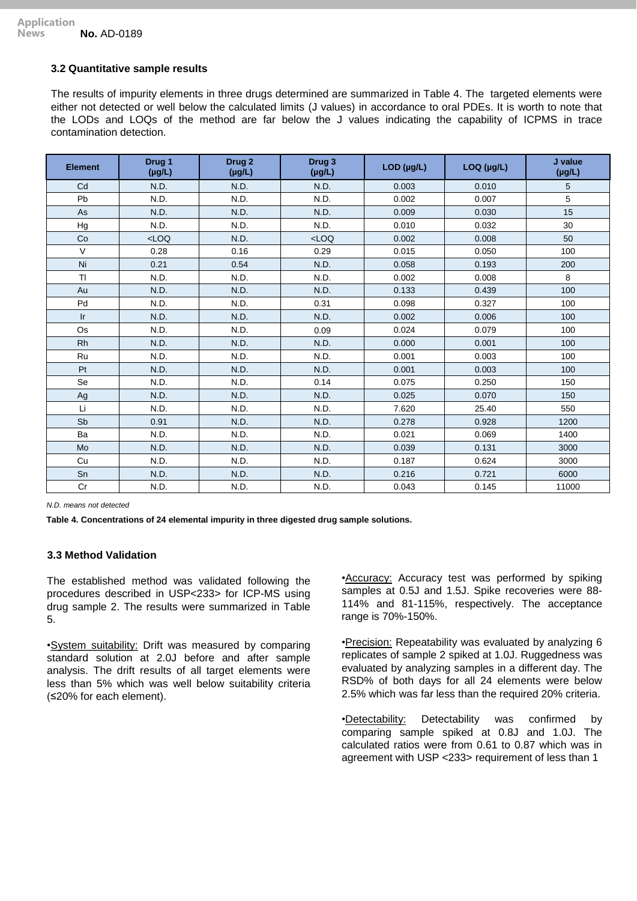### 3.2 Quantitative sample results

The results of impurity elements in three drugs determined are summarized in Table 4. The targeted elements were either not detected or well below the calculated limits (J values) in accordance to oral PDEs. It is worth to note that the LODs and LOQs of the method are far below the J values indicating the capability of ICPMS in trace contamination detection.

| Element | Drug 1 (µg/L) | Drug 2 (µg/L) | Drug 3 (µg/L) | LOD (µg/L) | LOQ (µg/L) | J value (µg/L) |
|---|---|---|---|---|---|---|
| Cd | N.D. | N.D. | N.D. | 0.003 | 0.010 | 5 |
| Pb | N.D. | N.D. | N.D. | 0.002 | 0.007 | 5 |
| As | N.D. | N.D. | N.D. | 0.009 | 0.030 | 15 |
| Hg | N.D. | N.D. | N.D. | 0.010 | 0.032 | 30 |
| Co | <LOQ | N.D. | <LOQ | 0.002 | 0.008 | 50 |
| V | 0.28 | 0.16 | 0.29 | 0.015 | 0.050 | 100 |
| Ni | 0.21 | 0.54 | N.D. | 0.058 | 0.193 | 200 |
| Tl | N.D. | N.D. | N.D. | 0.002 | 0.008 | 8 |
| Au | N.D. | N.D. | N.D. | 0.133 | 0.439 | 100 |
| Pd | N.D. | N.D. | 0.31 | 0.098 | 0.327 | 100 |
| Ir | N.D. | N.D. | N.D. | 0.002 | 0.006 | 100 |
| Os | N.D. | N.D. | 0.09 | 0.024 | 0.079 | 100 |
| Rh | N.D. | N.D. | N.D. | 0.000 | 0.001 | 100 |
| Ru | N.D. | N.D. | N.D. | 0.001 | 0.003 | 100 |
| Pt | N.D. | N.D. | N.D. | 0.001 | 0.003 | 100 |
| Se | N.D. | N.D. | 0.14 | 0.075 | 0.250 | 150 |
| Ag | N.D. | N.D. | N.D. | 0.025 | 0.070 | 150 |
| Li | N.D. | N.D. | N.D. | 7.620 | 25.40 | 550 |
| Sb | 0.91 | N.D. | N.D. | 0.278 | 0.928 | 1200 |
| Ba | N.D. | N.D. | N.D. | 0.021 | 0.069 | 1400 |
| Mo | N.D. | N.D. | N.D. | 0.039 | 0.131 | 3000 |
| Cu | N.D. | N.D. | N.D. | 0.187 | 0.624 | 3000 |
| Sn | N.D. | N.D. | N.D. | 0.216 | 0.721 | 6000 |
| Cr | N.D. | N.D. | N.D. | 0.043 | 0.145 | 11000 |

*N.D. means not detected*

**Table 4. Concentrations of 24 elemental impurity in three digested drug sample solutions.**

### 3.3 Method Validation

The established method was validated following the procedures described in USP<233> for ICP-MS using drug sample 2. The results were summarized in Table 5.

•System suitability: Drift was measured by comparing standard solution at 2.0J before and after sample analysis. The drift results of all target elements were less than 5% which was well below suitability criteria (≤20% for each element).

•Accuracy: Accuracy test was performed by spiking samples at 0.5J and 1.5J. Spike recoveries were 88-114% and 81-115%, respectively. The acceptance range is 70%-150%.

•Precision: Repeatability was evaluated by analyzing 6 replicates of sample 2 spiked at 1.0J. Ruggedness was evaluated by analyzing samples in a different day. The RSD% of both days for all 24 elements were below 2.5% which was far less than the required 20% criteria.

•Detectability: Detectability was confirmed by comparing sample spiked at 0.8J and 1.0J. The calculated ratios were from 0.61 to 0.87 which was in agreement with USP <233> requirement of less than 1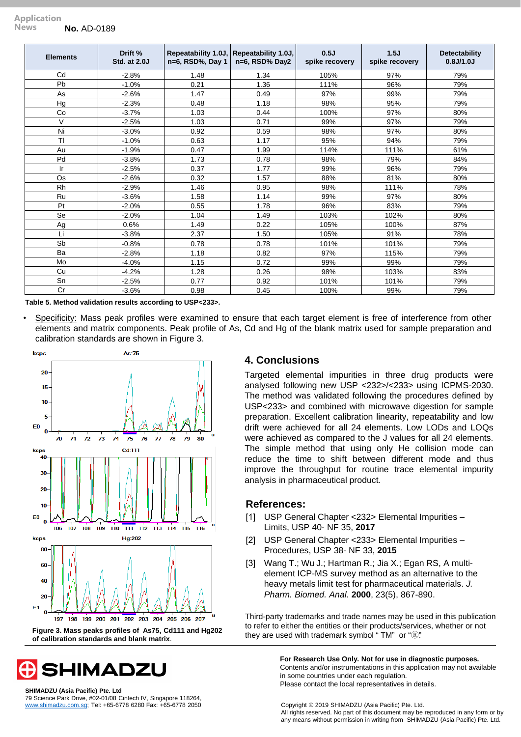| Elements | Drift % Std. at 2.0J | Repeatability 1.0J, n=6, RSD%, Day 1 | Repeatability 1.0J, n=6, RSD% Day2 | 0.5J spike recovery | 1.5J spike recovery | Detectability 0.8J/1.0J |
|---|---|---|---|---|---|---|
| Cd | -2.8% | 1.48 | 1.34 | 105% | 97% | 79% |
| Pb | -1.0% | 0.21 | 1.36 | 111% | 96% | 79% |
| As | -2.6% | 1.47 | 0.49 | 97% | 99% | 79% |
| Hg | -2.3% | 0.48 | 1.18 | 98% | 95% | 79% |
| Co | -3.7% | 1.03 | 0.44 | 100% | 97% | 80% |
| V | -2.5% | 1.03 | 0.71 | 99% | 97% | 79% |
| Ni | -3.0% | 0.92 | 0.59 | 98% | 97% | 80% |
| Tl | -1.0% | 0.63 | 1.17 | 95% | 94% | 79% |
| Au | -1.9% | 0.47 | 1.99 | 114% | 111% | 61% |
| Pd | -3.8% | 1.73 | 0.78 | 98% | 79% | 84% |
| Ir | -2.5% | 0.37 | 1.77 | 99% | 96% | 79% |
| Os | -2.6% | 0.32 | 1.57 | 88% | 81% | 80% |
| Rh | -2.9% | 1.46 | 0.95 | 98% | 111% | 78% |
| Ru | -3.6% | 1.58 | 1.14 | 99% | 97% | 80% |
| Pt | -2.0% | 0.55 | 1.78 | 96% | 83% | 79% |
| Se | -2.0% | 1.04 | 1.49 | 103% | 102% | 80% |
| Ag | 0.6% | 1.49 | 0.22 | 105% | 100% | 87% |
| Li | -3.8% | 2.37 | 1.50 | 105% | 91% | 78% |
| Sb | -0.8% | 0.78 | 0.78 | 101% | 101% | 79% |
| Ba | -2.8% | 1.18 | 0.82 | 97% | 115% | 79% |
| Mo | -4.0% | 1.15 | 0.72 | 99% | 99% | 79% |
| Cu | -4.2% | 1.28 | 0.26 | 98% | 103% | 83% |
| Sn | -2.5% | 0.77 | 0.92 | 101% | 101% | 79% |
| Cr | -3.6% | 0.98 | 0.45 | 100% | 99% | 79% |

**Table 5. Method validation results according to USP<233>.**

- Specificity: Mass peak profiles were examined to ensure that each target element is free of interference from other elements and matrix components. Peak profile of As, Cd and Hg of the blank matrix used for sample preparation and calibration standards are shown in Figure 3.

kcps
As:75
20
15
10
5
E0
0
70 71 72 73 74 75 76 77 78 79 80
u

kcps
Cd:111
40
30
20
10
E0
0
106 107 108 109 110 111 112 113 114 115 116
u

kcps
Hg:202
80
60
40
20
E1
0
197 198 199 200 201 202 203 204 205 206 207
u

**Figure 3. Mass peaks profiles of As75, Cd111 and Hg202 of calibration standards and blank matrix.**

## 4. Conclusions

Targeted elemental impurities in three drug products were analysed following new USP <232>/<233> using ICPMS-2030. The method was validated following the procedures defined by USP<233> and combined with microwave digestion for sample preparation. Excellent calibration linearity, repeatability and low drift were achieved for all 24 elements. Low LODs and LOQs were achieved as compared to the J values for all 24 elements. The simple method that using only He collision mode can reduce the time to shift between different mode and thus improve the throughput for routine trace elemental impurity analysis in pharmaceutical product.

## References:

[1] USP General Chapter <232> Elemental Impurities – Limits, USP 40- NF 35, **2017**

[2] USP General Chapter <233> Elemental Impurities – Procedures, USP 38- NF 33, **2015**

[3] Wang T.; Wu J.; Hartman R.; Jia X.; Egan RS, A multi-element ICP-MS survey method as an alternative to the heavy metals limit test for pharmaceutical materials. *J. Pharm. Biomed. Anal.* **2000**, 23(5), 867-890.

Third-party trademarks and trade names may be used in this publication to refer to either the entities or their products/services, whether or not they are used with trademark symbol " TM" or "®".

SHIMADZU

**SHIMADZU (Asia Pacific) Pte. Ltd**
79 Science Park Drive, #02-01/08 Cintech IV, Singapore 118264,
www.shimadzu.com.sg; Tel: +65-6778 6280 Fax: +65-6778 2050

**For Research Use Only. Not for use in diagnostic purposes.**
Contents and/or instrumentations in this application may not available in some countries under each regulation.
Please contact the local representatives in details.

Copyright © 2019 SHIMADZU (Asia Pacific) Pte. Ltd.
All rights reserved. No part of this document may be reproduced in any form or by any means without permission in writing from SHIMADZU (Asia Pacific) Pte. Ltd.